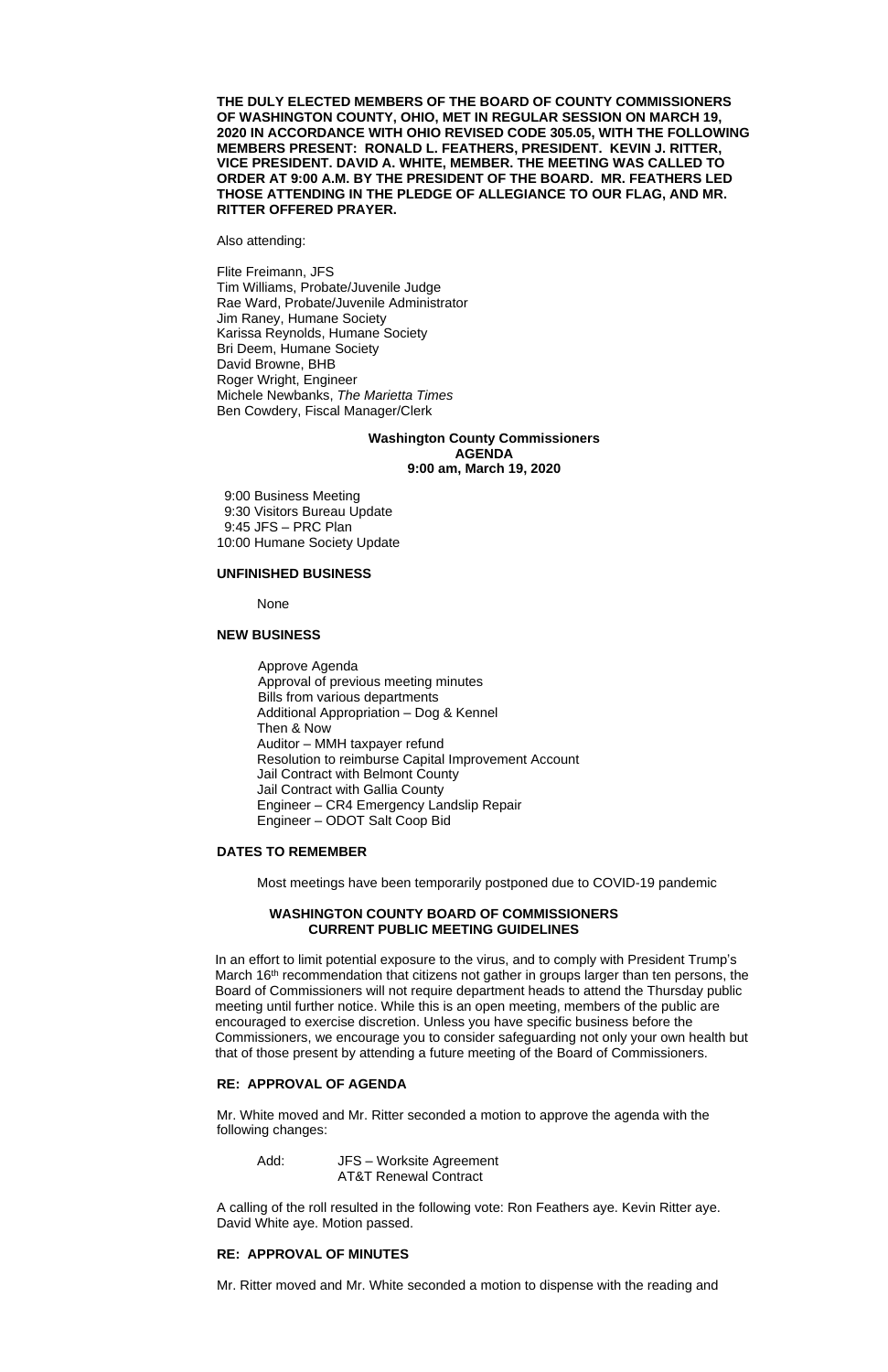**THE DULY ELECTED MEMBERS OF THE BOARD OF COUNTY COMMISSIONERS OF WASHINGTON COUNTY, OHIO, MET IN REGULAR SESSION ON MARCH 19, 2020 IN ACCORDANCE WITH OHIO REVISED CODE 305.05, WITH THE FOLLOWING MEMBERS PRESENT: RONALD L. FEATHERS, PRESIDENT. KEVIN J. RITTER, VICE PRESIDENT. DAVID A. WHITE, MEMBER. THE MEETING WAS CALLED TO ORDER AT 9:00 A.M. BY THE PRESIDENT OF THE BOARD. MR. FEATHERS LED THOSE ATTENDING IN THE PLEDGE OF ALLEGIANCE TO OUR FLAG, AND MR. RITTER OFFERED PRAYER.**

Also attending:

Flite Freimann, JFS
Tim Williams, Probate/Juvenile Judge
Rae Ward, Probate/Juvenile Administrator
Jim Raney, Humane Society
Karissa Reynolds, Humane Society
Bri Deem, Humane Society
David Browne, BHB
Roger Wright, Engineer
Michele Newbanks, *The Marietta Times*
Ben Cowdery, Fiscal Manager/Clerk

**Washington County Commissioners**
**AGENDA**
**9:00 am, March 19, 2020**

9:00 Business Meeting
9:30 Visitors Bureau Update
9:45 JFS – PRC Plan
10:00 Humane Society Update

**UNFINISHED BUSINESS**

None

**NEW BUSINESS**

Approve Agenda
Approval of previous meeting minutes
Bills from various departments
Additional Appropriation – Dog & Kennel
Then & Now
Auditor – MMH taxpayer refund
Resolution to reimburse Capital Improvement Account
Jail Contract with Belmont County
Jail Contract with Gallia County
Engineer – CR4 Emergency Landslip Repair
Engineer – ODOT Salt Coop Bid

**DATES TO REMEMBER**

Most meetings have been temporarily postponed due to COVID-19 pandemic

**WASHINGTON COUNTY BOARD OF COMMISSIONERS**
**CURRENT PUBLIC MEETING GUIDELINES**

In an effort to limit potential exposure to the virus, and to comply with President Trump's March 16th recommendation that citizens not gather in groups larger than ten persons, the Board of Commissioners will not require department heads to attend the Thursday public meeting until further notice. While this is an open meeting, members of the public are encouraged to exercise discretion. Unless you have specific business before the Commissioners, we encourage you to consider safeguarding not only your own health but that of those present by attending a future meeting of the Board of Commissioners.

**RE: APPROVAL OF AGENDA**

Mr. White moved and Mr. Ritter seconded a motion to approve the agenda with the following changes:

Add: JFS – Worksite Agreement
AT&T Renewal Contract

A calling of the roll resulted in the following vote: Ron Feathers aye. Kevin Ritter aye. David White aye. Motion passed.

**RE: APPROVAL OF MINUTES**

Mr. Ritter moved and Mr. White seconded a motion to dispense with the reading and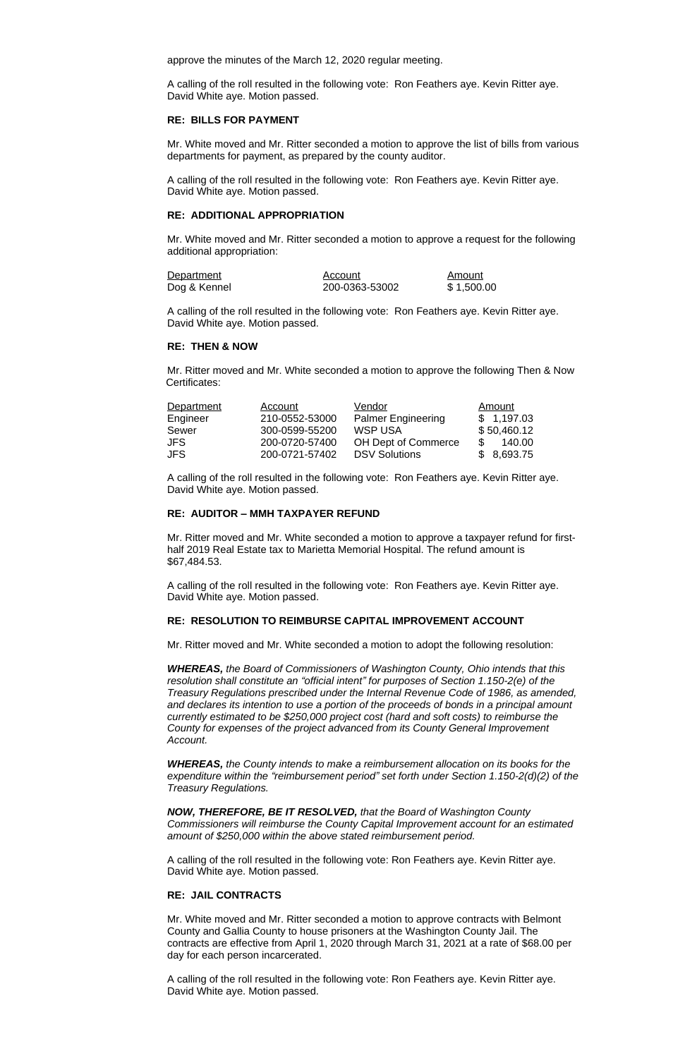approve the minutes of the March 12, 2020 regular meeting.

A calling of the roll resulted in the following vote: Ron Feathers aye. Kevin Ritter aye. David White aye. Motion passed.

**RE: BILLS FOR PAYMENT**

Mr. White moved and Mr. Ritter seconded a motion to approve the list of bills from various departments for payment, as prepared by the county auditor.

A calling of the roll resulted in the following vote: Ron Feathers aye. Kevin Ritter aye. David White aye. Motion passed.

**RE: ADDITIONAL APPROPRIATION**

Mr. White moved and Mr. Ritter seconded a motion to approve a request for the following additional appropriation:

| Department | Account | Amount |
|---|---|---|
| Dog & Kennel | 200-0363-53002 | $ 1,500.00 |

A calling of the roll resulted in the following vote: Ron Feathers aye. Kevin Ritter aye. David White aye. Motion passed.

**RE: THEN & NOW**

Mr. Ritter moved and Mr. White seconded a motion to approve the following Then & Now Certificates:

| Department | Account | Vendor | Amount |
|---|---|---|---|
| Engineer | 210-0552-53000 | Palmer Engineering | $ 1,197.03 |
| Sewer | 300-0599-55200 | WSP USA | $ 50,460.12 |
| JFS | 200-0720-57400 | OH Dept of Commerce | $ 140.00 |
| JFS | 200-0721-57402 | DSV Solutions | $ 8,693.75 |

A calling of the roll resulted in the following vote: Ron Feathers aye. Kevin Ritter aye. David White aye. Motion passed.

**RE: AUDITOR – MMH TAXPAYER REFUND**

Mr. Ritter moved and Mr. White seconded a motion to approve a taxpayer refund for first-half 2019 Real Estate tax to Marietta Memorial Hospital. The refund amount is $67,484.53.

A calling of the roll resulted in the following vote: Ron Feathers aye. Kevin Ritter aye. David White aye. Motion passed.

**RE: RESOLUTION TO REIMBURSE CAPITAL IMPROVEMENT ACCOUNT**

Mr. Ritter moved and Mr. White seconded a motion to adopt the following resolution:

***WHEREAS,*** *the Board of Commissioners of Washington County, Ohio intends that this resolution shall constitute an "official intent" for purposes of Section 1.150-2(e) of the Treasury Regulations prescribed under the Internal Revenue Code of 1986, as amended, and declares its intention to use a portion of the proceeds of bonds in a principal amount currently estimated to be $250,000 project cost (hard and soft costs) to reimburse the County for expenses of the project advanced from its County General Improvement Account.*

***WHEREAS,*** *the County intends to make a reimbursement allocation on its books for the expenditure within the "reimbursement period" set forth under Section 1.150-2(d)(2) of the Treasury Regulations.*

***NOW, THEREFORE, BE IT RESOLVED,*** *that the Board of Washington County Commissioners will reimburse the County Capital Improvement account for an estimated amount of $250,000 within the above stated reimbursement period.*

A calling of the roll resulted in the following vote: Ron Feathers aye. Kevin Ritter aye. David White aye. Motion passed.

**RE: JAIL CONTRACTS**

Mr. White moved and Mr. Ritter seconded a motion to approve contracts with Belmont County and Gallia County to house prisoners at the Washington County Jail. The contracts are effective from April 1, 2020 through March 31, 2021 at a rate of $68.00 per day for each person incarcerated.

A calling of the roll resulted in the following vote: Ron Feathers aye. Kevin Ritter aye. David White aye. Motion passed.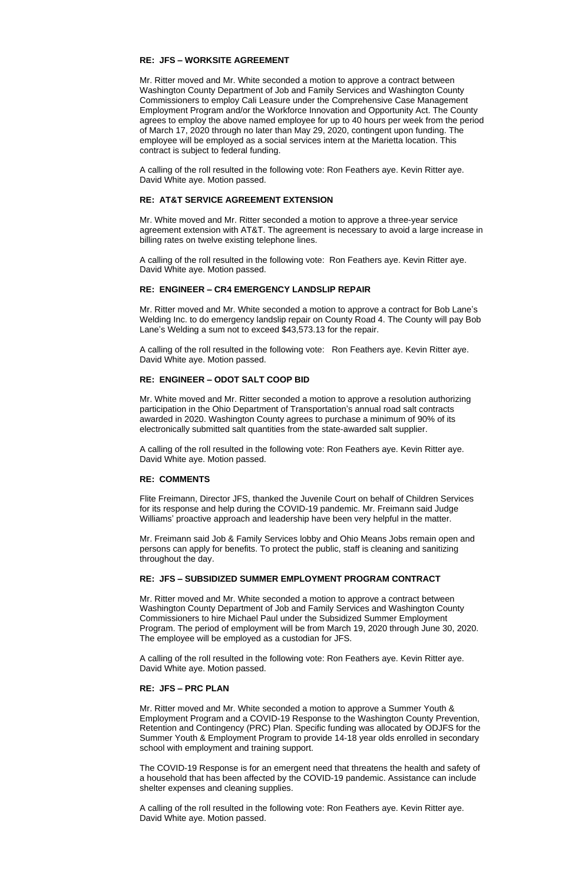**RE: JFS – WORKSITE AGREEMENT**

Mr. Ritter moved and Mr. White seconded a motion to approve a contract between Washington County Department of Job and Family Services and Washington County Commissioners to employ Cali Leasure under the Comprehensive Case Management Employment Program and/or the Workforce Innovation and Opportunity Act. The County agrees to employ the above named employee for up to 40 hours per week from the period of March 17, 2020 through no later than May 29, 2020, contingent upon funding. The employee will be employed as a social services intern at the Marietta location. This contract is subject to federal funding.

A calling of the roll resulted in the following vote: Ron Feathers aye. Kevin Ritter aye. David White aye. Motion passed.

**RE: AT&T SERVICE AGREEMENT EXTENSION**

Mr. White moved and Mr. Ritter seconded a motion to approve a three-year service agreement extension with AT&T. The agreement is necessary to avoid a large increase in billing rates on twelve existing telephone lines.

A calling of the roll resulted in the following vote: Ron Feathers aye. Kevin Ritter aye. David White aye. Motion passed.

**RE: ENGINEER – CR4 EMERGENCY LANDSLIP REPAIR**

Mr. Ritter moved and Mr. White seconded a motion to approve a contract for Bob Lane's Welding Inc. to do emergency landslip repair on County Road 4. The County will pay Bob Lane's Welding a sum not to exceed $43,573.13 for the repair.

A calling of the roll resulted in the following vote: Ron Feathers aye. Kevin Ritter aye. David White aye. Motion passed.

**RE: ENGINEER – ODOT SALT COOP BID**

Mr. White moved and Mr. Ritter seconded a motion to approve a resolution authorizing participation in the Ohio Department of Transportation's annual road salt contracts awarded in 2020. Washington County agrees to purchase a minimum of 90% of its electronically submitted salt quantities from the state-awarded salt supplier.

A calling of the roll resulted in the following vote: Ron Feathers aye. Kevin Ritter aye. David White aye. Motion passed.

**RE: COMMENTS**

Flite Freimann, Director JFS, thanked the Juvenile Court on behalf of Children Services for its response and help during the COVID-19 pandemic. Mr. Freimann said Judge Williams' proactive approach and leadership have been very helpful in the matter.

Mr. Freimann said Job & Family Services lobby and Ohio Means Jobs remain open and persons can apply for benefits. To protect the public, staff is cleaning and sanitizing throughout the day.

**RE: JFS – SUBSIDIZED SUMMER EMPLOYMENT PROGRAM CONTRACT**

Mr. Ritter moved and Mr. White seconded a motion to approve a contract between Washington County Department of Job and Family Services and Washington County Commissioners to hire Michael Paul under the Subsidized Summer Employment Program. The period of employment will be from March 19, 2020 through June 30, 2020. The employee will be employed as a custodian for JFS.

A calling of the roll resulted in the following vote: Ron Feathers aye. Kevin Ritter aye. David White aye. Motion passed.

**RE: JFS – PRC PLAN**

Mr. Ritter moved and Mr. White seconded a motion to approve a Summer Youth & Employment Program and a COVID-19 Response to the Washington County Prevention, Retention and Contingency (PRC) Plan. Specific funding was allocated by ODJFS for the Summer Youth & Employment Program to provide 14-18 year olds enrolled in secondary school with employment and training support.

The COVID-19 Response is for an emergent need that threatens the health and safety of a household that has been affected by the COVID-19 pandemic. Assistance can include shelter expenses and cleaning supplies.

A calling of the roll resulted in the following vote: Ron Feathers aye. Kevin Ritter aye. David White aye. Motion passed.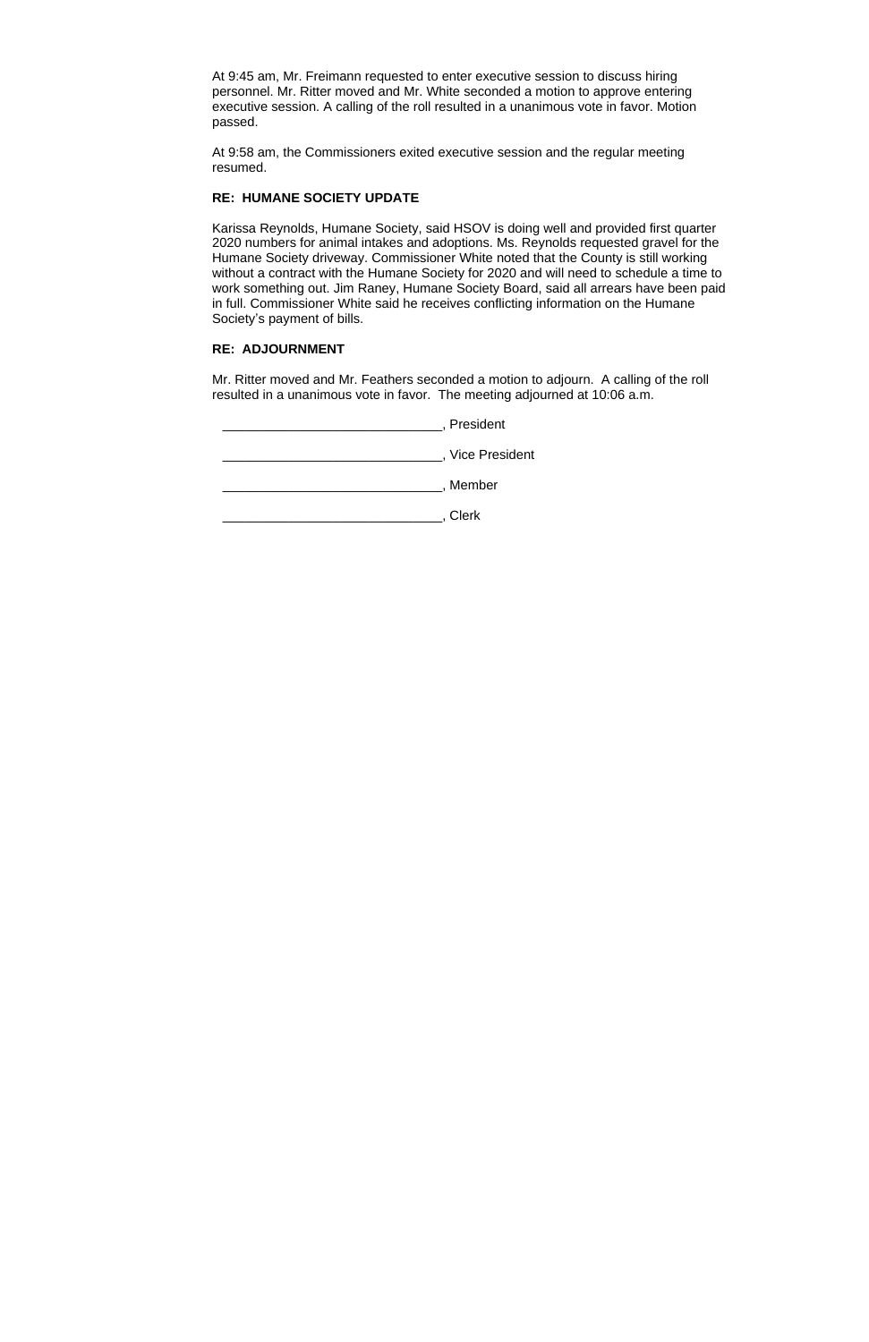At 9:45 am, Mr. Freimann requested to enter executive session to discuss hiring personnel. Mr. Ritter moved and Mr. White seconded a motion to approve entering executive session. A calling of the roll resulted in a unanimous vote in favor. Motion passed.

At 9:58 am, the Commissioners exited executive session and the regular meeting resumed.

**RE: HUMANE SOCIETY UPDATE**

Karissa Reynolds, Humane Society, said HSOV is doing well and provided first quarter 2020 numbers for animal intakes and adoptions. Ms. Reynolds requested gravel for the Humane Society driveway. Commissioner White noted that the County is still working without a contract with the Humane Society for 2020 and will need to schedule a time to work something out. Jim Raney, Humane Society Board, said all arrears have been paid in full. Commissioner White said he receives conflicting information on the Humane Society's payment of bills.

**RE: ADJOURNMENT**

Mr. Ritter moved and Mr. Feathers seconded a motion to adjourn. A calling of the roll resulted in a unanimous vote in favor. The meeting adjourned at 10:06 a.m.

______________________________, President

______________________________, Vice President

______________________________, Member

______________________________, Clerk